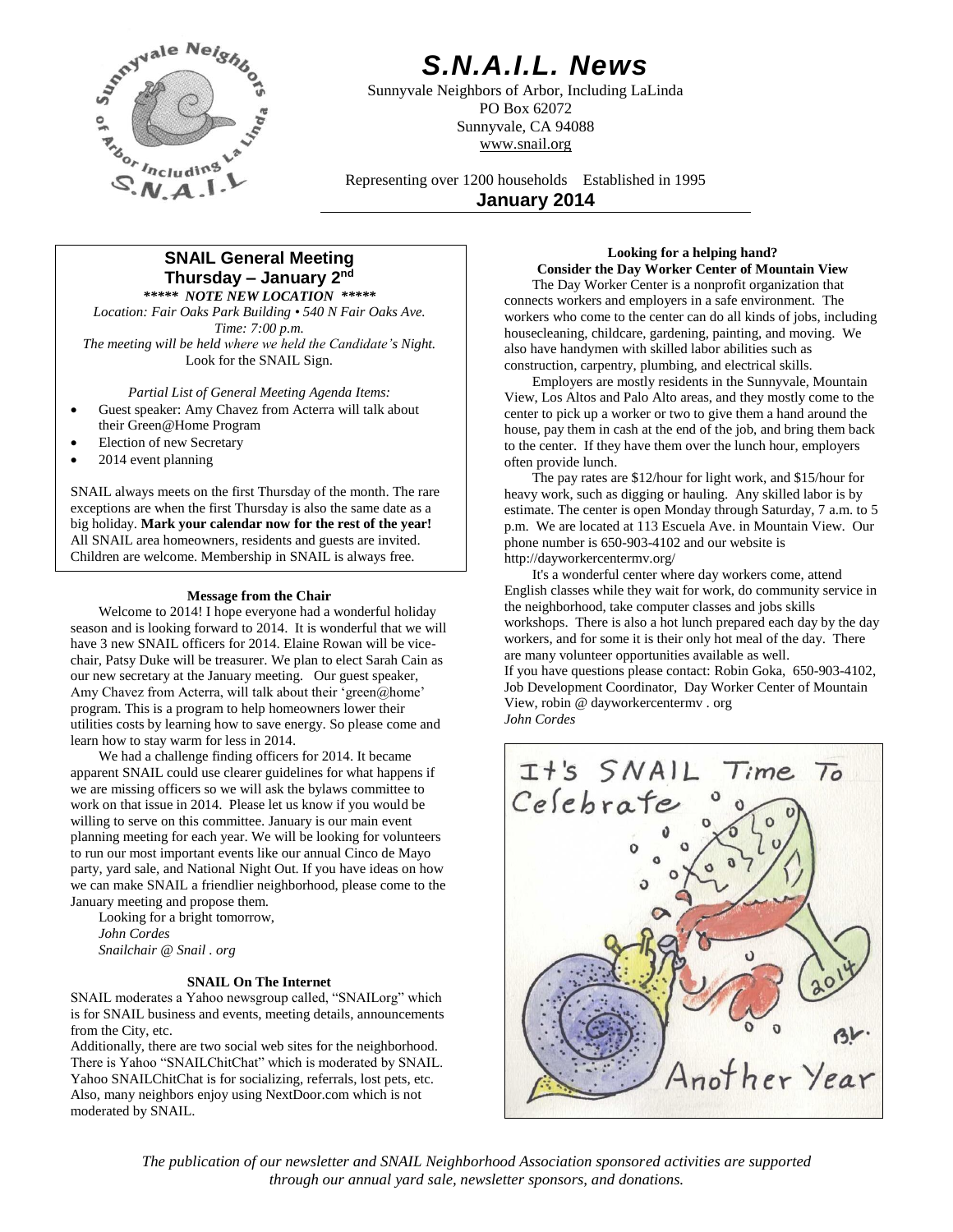# S.N.A.I.L. News

Sunnyvale Neighbors of Arbor, Including LaLinda
PO Box 62072
Sunnyvale, CA 94088
www.snail.org

Representing over 1200 households Established in 1995

**January 2014**

## SNAIL General Meeting
### Thursday – January 2nd

***\*\*\*\*\* NOTE NEW LOCATION \*\*\*\*\****

*Location: Fair Oaks Park Building • 540 N Fair Oaks Ave.*
*Time: 7:00 p.m.*
*The meeting will be held where we held the Candidate's Night.*
Look for the SNAIL Sign.

*Partial List of General Meeting Agenda Items:*

- Guest speaker: Amy Chavez from Acterra will talk about their Green@Home Program
- Election of new Secretary
- 2014 event planning

SNAIL always meets on the first Thursday of the month. The rare exceptions are when the first Thursday is also the same date as a big holiday. **Mark your calendar now for the rest of the year!** All SNAIL area homeowners, residents and guests are invited. Children are welcome. Membership in SNAIL is always free.

### Message from the Chair

Welcome to 2014! I hope everyone had a wonderful holiday season and is looking forward to 2014. It is wonderful that we will have 3 new SNAIL officers for 2014. Elaine Rowan will be vice-chair, Patsy Duke will be treasurer. We plan to elect Sarah Cain as our new secretary at the January meeting. Our guest speaker, Amy Chavez from Acterra, will talk about their 'green@home' program. This is a program to help homeowners lower their utilities costs by learning how to save energy. So please come and learn how to stay warm for less in 2014.

We had a challenge finding officers for 2014. It became apparent SNAIL could use clearer guidelines for what happens if we are missing officers so we will ask the bylaws committee to work on that issue in 2014. Please let us know if you would be willing to serve on this committee. January is our main event planning meeting for each year. We will be looking for volunteers to run our most important events like our annual Cinco de Mayo party, yard sale, and National Night Out. If you have ideas on how we can make SNAIL a friendlier neighborhood, please come to the January meeting and propose them.

Looking for a bright tomorrow,
*John Cordes*
*Snailchair @ Snail . org*

### SNAIL On The Internet

SNAIL moderates a Yahoo newsgroup called, "SNAILorg" which is for SNAIL business and events, meeting details, announcements from the City, etc.

Additionally, there are two social web sites for the neighborhood. There is Yahoo "SNAILChitChat" which is moderated by SNAIL. Yahoo SNAILChitChat is for socializing, referrals, lost pets, etc. Also, many neighbors enjoy using NextDoor.com which is not moderated by SNAIL.

### Looking for a helping hand?
### Consider the Day Worker Center of Mountain View

The Day Worker Center is a nonprofit organization that connects workers and employers in a safe environment. The workers who come to the center can do all kinds of jobs, including housecleaning, childcare, gardening, painting, and moving. We also have handymen with skilled labor abilities such as construction, carpentry, plumbing, and electrical skills.

Employers are mostly residents in the Sunnyvale, Mountain View, Los Altos and Palo Alto areas, and they mostly come to the center to pick up a worker or two to give them a hand around the house, pay them in cash at the end of the job, and bring them back to the center. If they have them over the lunch hour, employers often provide lunch.

The pay rates are $12/hour for light work, and $15/hour for heavy work, such as digging or hauling. Any skilled labor is by estimate. The center is open Monday through Saturday, 7 a.m. to 5 p.m. We are located at 113 Escuela Ave. in Mountain View. Our phone number is 650-903-4102 and our website is http://dayworkercentermv.org/

It's a wonderful center where day workers come, attend English classes while they wait for work, do community service in the neighborhood, take computer classes and jobs skills workshops. There is also a hot lunch prepared each day by the day workers, and for some it is their only hot meal of the day. There are many volunteer opportunities available as well.

If you have questions please contact: Robin Goka, 650-903-4102, Job Development Coordinator, Day Worker Center of Mountain View, robin @ dayworkercentermv . org
*John Cordes*

*The publication of our newsletter and SNAIL Neighborhood Association sponsored activities are supported through our annual yard sale, newsletter sponsors, and donations.*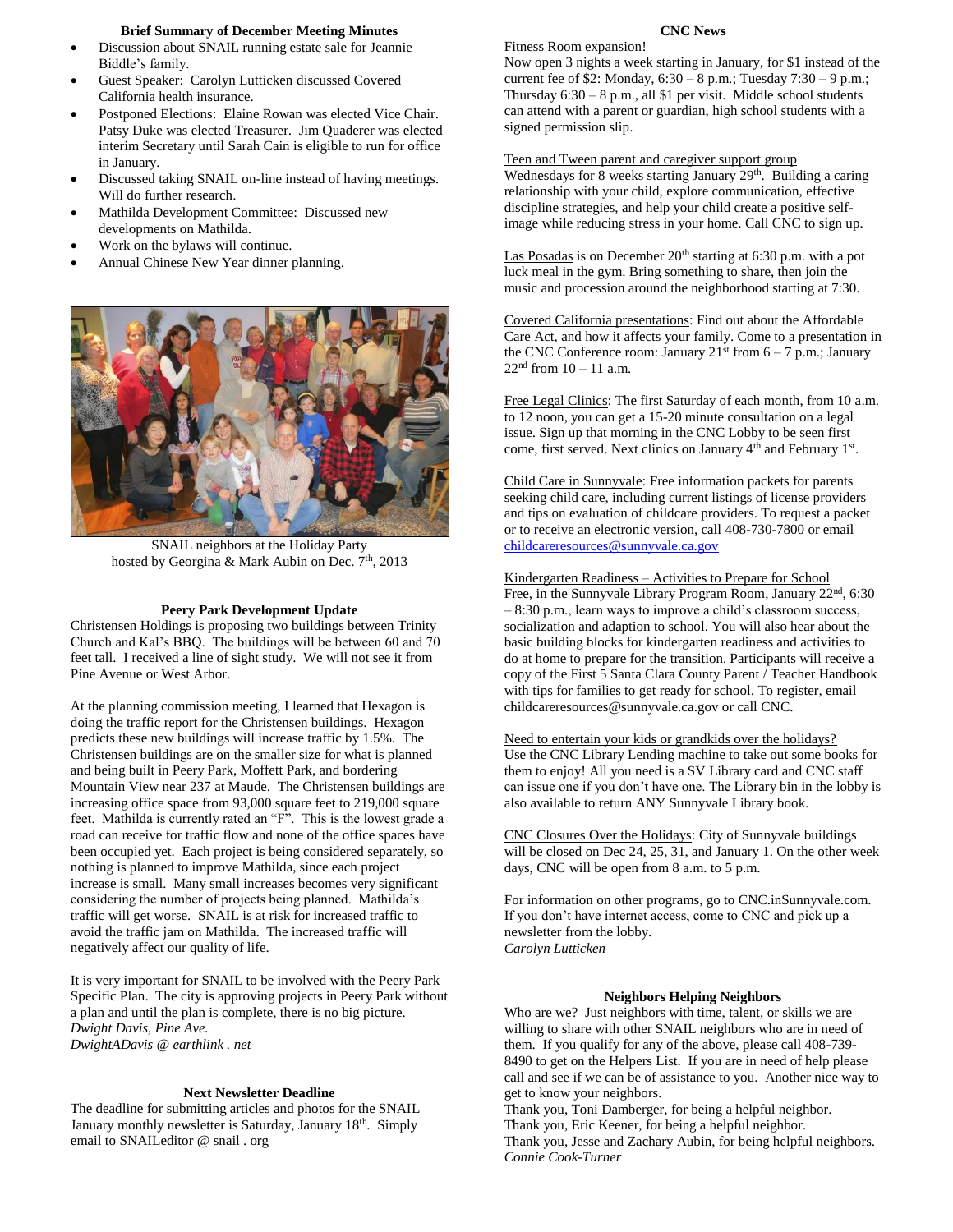### Brief Summary of December Meeting Minutes

- Discussion about SNAIL running estate sale for Jeannie Biddle's family.
- Guest Speaker: Carolyn Lutticken discussed Covered California health insurance.
- Postponed Elections: Elaine Rowan was elected Vice Chair. Patsy Duke was elected Treasurer. Jim Quaderer was elected interim Secretary until Sarah Cain is eligible to run for office in January.
- Discussed taking SNAIL on-line instead of having meetings. Will do further research.
- Mathilda Development Committee: Discussed new developments on Mathilda.
- Work on the bylaws will continue.
- Annual Chinese New Year dinner planning.

SNAIL neighbors at the Holiday Party hosted by Georgina & Mark Aubin on Dec. 7th, 2013

### Peery Park Development Update

Christensen Holdings is proposing two buildings between Trinity Church and Kal's BBQ. The buildings will be between 60 and 70 feet tall. I received a line of sight study. We will not see it from Pine Avenue or West Arbor.

At the planning commission meeting, I learned that Hexagon is doing the traffic report for the Christensen buildings. Hexagon predicts these new buildings will increase traffic by 1.5%. The Christensen buildings are on the smaller size for what is planned and being built in Peery Park, Moffett Park, and bordering Mountain View near 237 at Maude. The Christensen buildings are increasing office space from 93,000 square feet to 219,000 square feet. Mathilda is currently rated an "F". This is the lowest grade a road can receive for traffic flow and none of the office spaces have been occupied yet. Each project is being considered separately, so nothing is planned to improve Mathilda, since each project increase is small. Many small increases becomes very significant considering the number of projects being planned. Mathilda's traffic will get worse. SNAIL is at risk for increased traffic to avoid the traffic jam on Mathilda. The increased traffic will negatively affect our quality of life.

It is very important for SNAIL to be involved with the Peery Park Specific Plan. The city is approving projects in Peery Park without a plan and until the plan is complete, there is no big picture.

*Dwight Davis, Pine Ave.*
*DwightADavis @ earthlink . net*

### Next Newsletter Deadline

The deadline for submitting articles and photos for the SNAIL January monthly newsletter is Saturday, January 18th. Simply email to SNAILeditor @ snail . org

### CNC News

Fitness Room expansion!
Now open 3 nights a week starting in January, for $1 instead of the current fee of $2: Monday, 6:30 – 8 p.m.; Tuesday 7:30 – 9 p.m.; Thursday 6:30 – 8 p.m., all $1 per visit. Middle school students can attend with a parent or guardian, high school students with a signed permission slip.

Teen and Tween parent and caregiver support group
Wednesdays for 8 weeks starting January 29th. Building a caring relationship with your child, explore communication, effective discipline strategies, and help your child create a positive self-image while reducing stress in your home. Call CNC to sign up.

Las Posadas is on December 20th starting at 6:30 p.m. with a pot luck meal in the gym. Bring something to share, then join the music and procession around the neighborhood starting at 7:30.

Covered California presentations: Find out about the Affordable Care Act, and how it affects your family. Come to a presentation in the CNC Conference room: January 21st from 6 – 7 p.m.; January 22nd from 10 – 11 a.m.

Free Legal Clinics: The first Saturday of each month, from 10 a.m. to 12 noon, you can get a 15-20 minute consultation on a legal issue. Sign up that morning in the CNC Lobby to be seen first come, first served. Next clinics on January 4th and February 1st.

Child Care in Sunnyvale: Free information packets for parents seeking child care, including current listings of license providers and tips on evaluation of childcare providers. To request a packet or to receive an electronic version, call 408-730-7800 or email childcareresources@sunnyvale.ca.gov

Kindergarten Readiness – Activities to Prepare for School
Free, in the Sunnyvale Library Program Room, January 22nd, 6:30 – 8:30 p.m., learn ways to improve a child's classroom success, socialization and adaption to school. You will also hear about the basic building blocks for kindergarten readiness and activities to do at home to prepare for the transition. Participants will receive a copy of the First 5 Santa Clara County Parent / Teacher Handbook with tips for families to get ready for school. To register, email childcareresources@sunnyvale.ca.gov or call CNC.

Need to entertain your kids or grandkids over the holidays?
Use the CNC Library Lending machine to take out some books for them to enjoy! All you need is a SV Library card and CNC staff can issue one if you don't have one. The Library bin in the lobby is also available to return ANY Sunnyvale Library book.

CNC Closures Over the Holidays: City of Sunnyvale buildings will be closed on Dec 24, 25, 31, and January 1. On the other week days, CNC will be open from 8 a.m. to 5 p.m.

For information on other programs, go to CNC.inSunnyvale.com. If you don't have internet access, come to CNC and pick up a newsletter from the lobby.
*Carolyn Lutticken*

### Neighbors Helping Neighbors

Who are we? Just neighbors with time, talent, or skills we are willing to share with other SNAIL neighbors who are in need of them. If you qualify for any of the above, please call 408-739-8490 to get on the Helpers List. If you are in need of help please call and see if we can be of assistance to you. Another nice way to get to know your neighbors.
Thank you, Toni Damberger, for being a helpful neighbor.
Thank you, Eric Keener, for being a helpful neighbor.
Thank you, Jesse and Zachary Aubin, for being helpful neighbors.
*Connie Cook-Turner*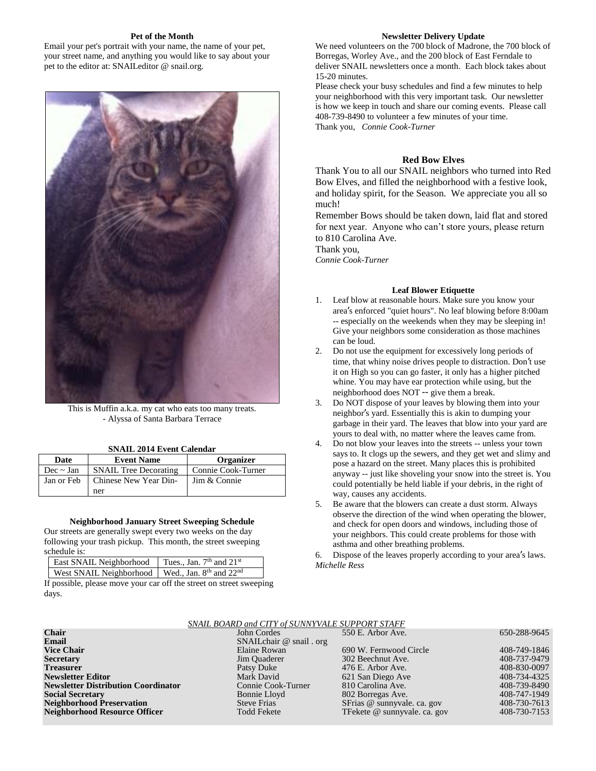### Pet of the Month

Email your pet's portrait with your name, the name of your pet, your street name, and anything you would like to say about your pet to the editor at: SNAILeditor @ snail.org.

This is Muffin a.k.a. my cat who eats too many treats.
- Alyssa of Santa Barbara Terrace

**SNAIL 2014 Event Calendar**

| Date | Event Name | Organizer |
|---|---|---|
| Dec ~ Jan | SNAIL Tree Decorating | Connie Cook-Turner |
| Jan or Feb | Chinese New Year Dinner | Jim & Connie |

### Neighborhood January Street Sweeping Schedule

Our streets are generally swept every two weeks on the day following your trash pickup. This month, the street sweeping schedule is:

| | |
|---|---|
| East SNAIL Neighborhood | Tues., Jan. 7th and 21st |
| West SNAIL Neighborhood | Wed., Jan. 8th and 22nd |

If possible, please move your car off the street on street sweeping days.

### Newsletter Delivery Update

We need volunteers on the 700 block of Madrone, the 700 block of Borregas, Worley Ave., and the 200 block of East Ferndale to deliver SNAIL newsletters once a month. Each block takes about 15-20 minutes.

Please check your busy schedules and find a few minutes to help your neighborhood with this very important task. Our newsletter is how we keep in touch and share our coming events. Please call 408-739-8490 to volunteer a few minutes of your time.

Thank you, *Connie Cook-Turner*

### Red Bow Elves

Thank You to all our SNAIL neighbors who turned into Red Bow Elves, and filled the neighborhood with a festive look, and holiday spirit, for the Season. We appreciate you all so much!

Remember Bows should be taken down, laid flat and stored for next year. Anyone who can't store yours, please return to 810 Carolina Ave.

Thank you,
*Connie Cook-Turner*

### Leaf Blower Etiquette

1. Leaf blow at reasonable hours. Make sure you know your area's enforced "quiet hours". No leaf blowing before 8:00am -- especially on the weekends when they may be sleeping in! Give your neighbors some consideration as those machines can be loud.
2. Do not use the equipment for excessively long periods of time, that whiny noise drives people to distraction. Don't use it on High so you can go faster, it only has a higher pitched whine. You may have ear protection while using, but the neighborhood does NOT -- give them a break.
3. Do NOT dispose of your leaves by blowing them into your neighbor's yard. Essentially this is akin to dumping your garbage in their yard. The leaves that blow into your yard are yours to deal with, no matter where the leaves came from.
4. Do not blow your leaves into the streets -- unless your town says to. It clogs up the sewers, and they get wet and slimy and pose a hazard on the street. Many places this is prohibited anyway -- just like shoveling your snow into the street is. You could potentially be held liable if your debris, in the right of way, causes any accidents.
5. Be aware that the blowers can create a dust storm. Always observe the direction of the wind when operating the blower, and check for open doors and windows, including those of your neighbors. This could create problems for those with asthma and other breathing problems.
6. Dispose of the leaves properly according to your area's laws.

*Michelle Ress*

*SNAIL BOARD and CITY of SUNNYVALE SUPPORT STAFF*

| | | | |
|---|---|---|---|
| **Chair** | John Cordes | 550 E. Arbor Ave. | 650-288-9645 |
| **Email** | SNAILchair @ snail . org | | |
| **Vice Chair** | Elaine Rowan | 690 W. Fernwood Circle | 408-749-1846 |
| **Secretary** | Jim Quaderer | 302 Beechnut Ave. | 408-737-9479 |
| **Treasurer** | Patsy Duke | 476 E. Arbor Ave. | 408-830-0097 |
| **Newsletter Editor** | Mark David | 621 San Diego Ave | 408-734-4325 |
| **Newsletter Distribution Coordinator** | Connie Cook-Turner | 810 Carolina Ave. | 408-739-8490 |
| **Social Secretary** | Bonnie Lloyd | 802 Borregas Ave. | 408-747-1949 |
| **Neighborhood Preservation** | Steve Frias | SFrias @ sunnyvale. ca. gov | 408-730-7613 |
| **Neighborhood Resource Officer** | Todd Fekete | TFekete @ sunnyvale. ca. gov | 408-730-7153 |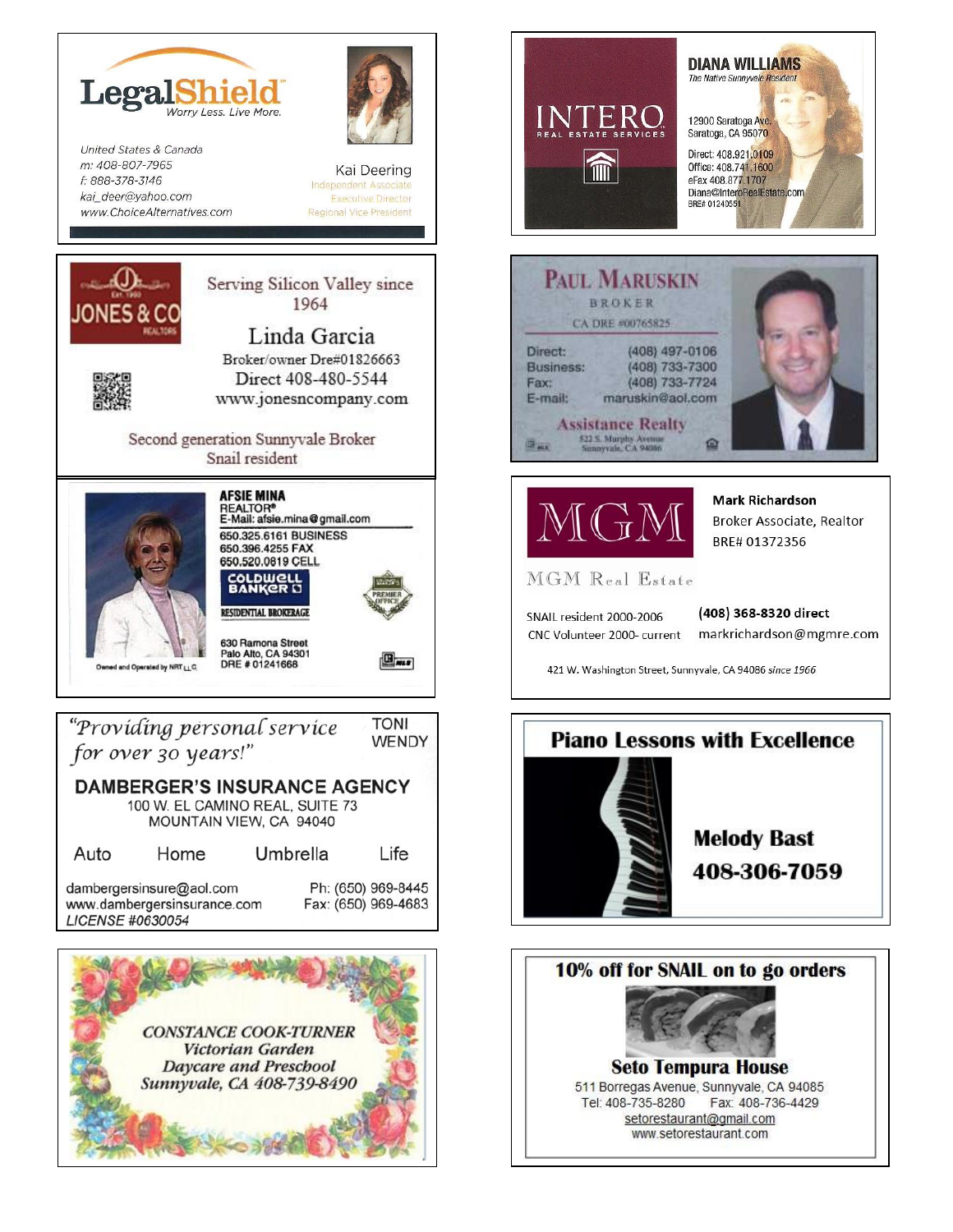**LegalShield**
*Worry Less. Live More.*

United States & Canada
m: 408-807-7965
f: 888-378-3146
kai_deer@yahoo.com
www.ChoiceAlternatives.com

Kai Deering
Independent Associate
Executive Director
Regional Vice President

---

**INTERO** REAL ESTATE SERVICES

**DIANA WILLIAMS**
*The Native Sunnyvale Resident*

12900 Saratoga Ave.
Saratoga, CA 95070

Direct: 408.921.0109
Office: 408.741.1600
eFax 408.877.1707
Diana@InteroRealEstate.com
BRE# 01240551

---

**JONES & CO** REALTORS
Est. 1900

Serving Silicon Valley since 1964

Linda Garcia
Broker/owner Dre#01826663
Direct 408-480-5544
www.jonesncompany.com

Second generation Sunnyvale Broker
Snail resident

---

**PAUL MARUSKIN**
BROKER
CA DRE #00765825

Direct: (408) 497-0106
Business: (408) 733-7300
Fax: (408) 733-7724
E-mail: maruskin@aol.com

**Assistance Realty**
522 S. Murphy Avenue
Sunnyvale, CA 94086

---

**AFSIE MINA**
REALTOR®
E-Mail: afsie.mina@gmail.com
650.325.6161 BUSINESS
650.396.4255 FAX
650.520.0819 CELL

COLDWELL BANKER
RESIDENTIAL BROKERAGE
PREMIER OFFICE

630 Ramona Street
Palo Alto, CA 94301
DRE # 01241668

Owned and Operated by NRT LLC

---

**MGM**
MGM Real Estate

**Mark Richardson**
Broker Associate, Realtor
BRE# 01372356

SNAIL resident 2000-2006
CNC Volunteer 2000- current

**(408) 368-8320 direct**
markrichardson@mgmre.com

421 W. Washington Street, Sunnyvale, CA 94086 *since 1966*

---

*"Providing personal service for over 30 years!"*

TONI
WENDY

**DAMBERGER'S INSURANCE AGENCY**
100 W. EL CAMINO REAL, SUITE 73
MOUNTAIN VIEW, CA 94040

Auto Home Umbrella Life

dambergersinsure@aol.com
www.dambergersinsurance.com
*LICENSE #0630054*

Ph: (650) 969-8445
Fax: (650) 969-4683

---

**Piano Lessons with Excellence**

**Melody Bast**
**408-306-7059**

---

***CONSTANCE COOK-TURNER***
***Victorian Garden***
***Daycare and Preschool***
***Sunnyvale, CA 408-739-8490***

---

**10% off for SNAIL on to go orders**

**Seto Tempura House**
511 Borregas Avenue, Sunnyvale, CA 94085
Tel: 408-735-8280 Fax: 408-736-4429
setorestaurant@gmail.com
www.setorestaurant.com